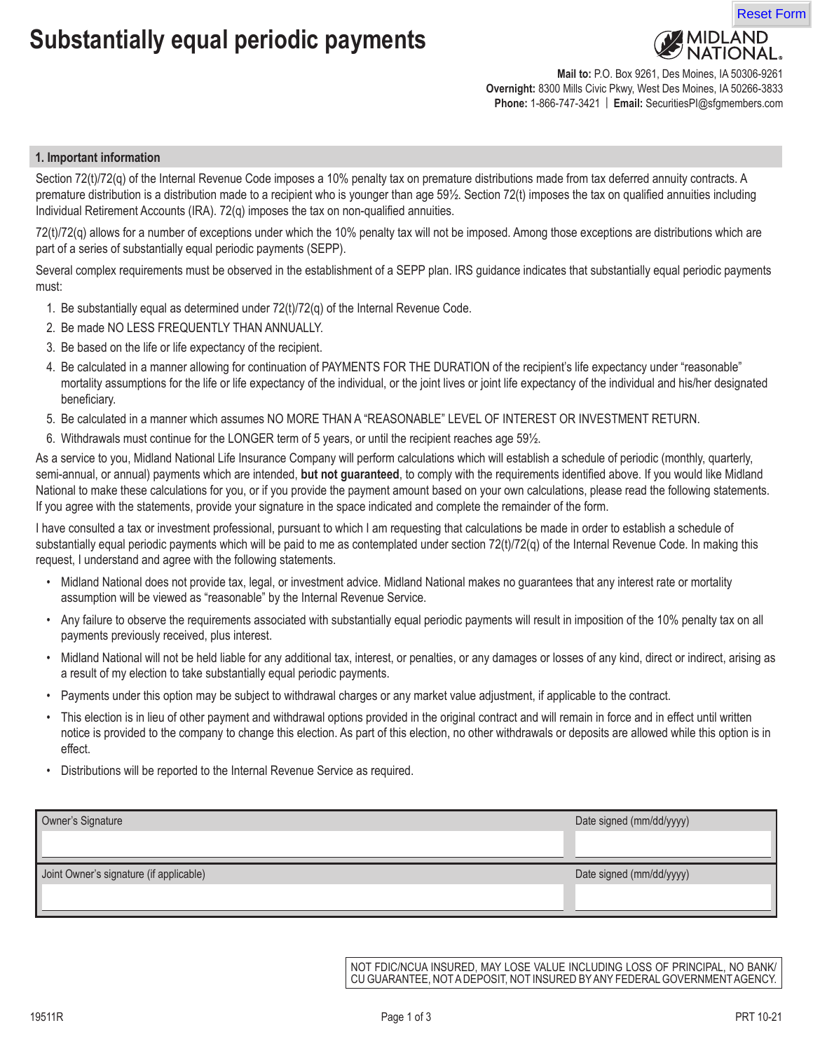# Substantially equal periodic payments

**MIDLAND NATIONAL**

**Mail to:** P.O. Box 9261, Des Moines, IA 50306-9261
**Overnight:** 8300 Mills Civic Pkwy, West Des Moines, IA 50266-3833
**Phone:** 1-866-747-3421 | **Email:** SecuritiesPI@sfgmembers.com

## 1. Important information

Section 72(t)/72(q) of the Internal Revenue Code imposes a 10% penalty tax on premature distributions made from tax deferred annuity contracts. A premature distribution is a distribution made to a recipient who is younger than age 59½. Section 72(t) imposes the tax on qualified annuities including Individual Retirement Accounts (IRA). 72(q) imposes the tax on non-qualified annuities.

72(t)/72(q) allows for a number of exceptions under which the 10% penalty tax will not be imposed. Among those exceptions are distributions which are part of a series of substantially equal periodic payments (SEPP).

Several complex requirements must be observed in the establishment of a SEPP plan. IRS guidance indicates that substantially equal periodic payments must:

1. Be substantially equal as determined under 72(t)/72(q) of the Internal Revenue Code.
2. Be made NO LESS FREQUENTLY THAN ANNUALLY.
3. Be based on the life or life expectancy of the recipient.
4. Be calculated in a manner allowing for continuation of PAYMENTS FOR THE DURATION of the recipient's life expectancy under "reasonable" mortality assumptions for the life or life expectancy of the individual, or the joint lives or joint life expectancy of the individual and his/her designated beneficiary.
5. Be calculated in a manner which assumes NO MORE THAN A "REASONABLE" LEVEL OF INTEREST OR INVESTMENT RETURN.
6. Withdrawals must continue for the LONGER term of 5 years, or until the recipient reaches age 59½.

As a service to you, Midland National Life Insurance Company will perform calculations which will establish a schedule of periodic (monthly, quarterly, semi-annual, or annual) payments which are intended, **but not guaranteed**, to comply with the requirements identified above. If you would like Midland National to make these calculations for you, or if you provide the payment amount based on your own calculations, please read the following statements. If you agree with the statements, provide your signature in the space indicated and complete the remainder of the form.

I have consulted a tax or investment professional, pursuant to which I am requesting that calculations be made in order to establish a schedule of substantially equal periodic payments which will be paid to me as contemplated under section 72(t)/72(q) of the Internal Revenue Code. In making this request, I understand and agree with the following statements.

- Midland National does not provide tax, legal, or investment advice. Midland National makes no guarantees that any interest rate or mortality assumption will be viewed as "reasonable" by the Internal Revenue Service.
- Any failure to observe the requirements associated with substantially equal periodic payments will result in imposition of the 10% penalty tax on all payments previously received, plus interest.
- Midland National will not be held liable for any additional tax, interest, or penalties, or any damages or losses of any kind, direct or indirect, arising as a result of my election to take substantially equal periodic payments.
- Payments under this option may be subject to withdrawal charges or any market value adjustment, if applicable to the contract.
- This election is in lieu of other payment and withdrawal options provided in the original contract and will remain in force and in effect until written notice is provided to the company to change this election. As part of this election, no other withdrawals or deposits are allowed while this option is in effect.
- Distributions will be reported to the Internal Revenue Service as required.

| Owner's Signature | Date signed (mm/dd/yyyy) |
|---|---|
| | |
| **Joint Owner's signature (if applicable)** | **Date signed (mm/dd/yyyy)** |
| | |

NOT FDIC/NCUA INSURED, MAY LOSE VALUE INCLUDING LOSS OF PRINCIPAL, NO BANK/CU GUARANTEE, NOT A DEPOSIT, NOT INSURED BY ANY FEDERAL GOVERNMENT AGENCY.

19511R PRT 10-21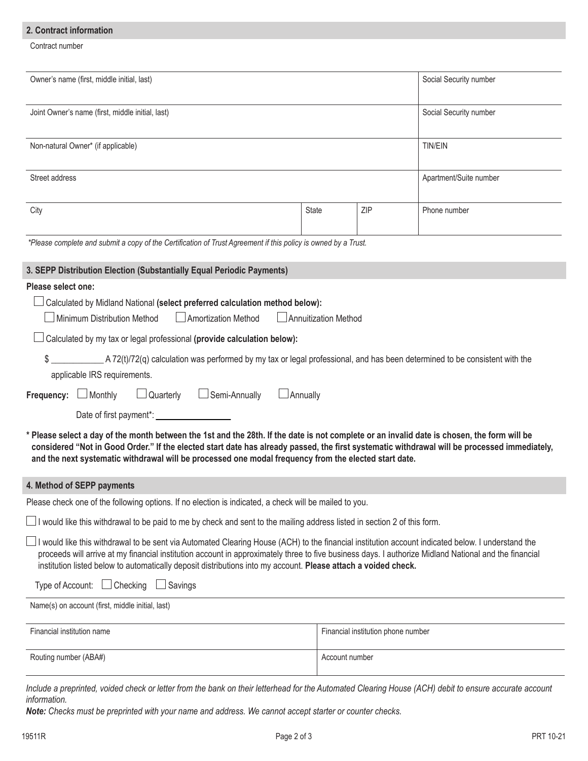## 2. Contract information

Contract number

| Owner's name (first, middle initial, last) | | | Social Security number |
| --- | --- | --- | --- |
| Joint Owner's name (first, middle initial, last) | | | Social Security number |
| Non-natural Owner* (if applicable) | | | TIN/EIN |
| Street address | | | Apartment/Suite number |
| City | State | ZIP | Phone number |

*\*Please complete and submit a copy of the Certification of Trust Agreement if this policy is owned by a Trust.*

## 3. SEPP Distribution Election (Substantially Equal Periodic Payments)

**Please select one:**

☐ Calculated by Midland National **(select preferred calculation method below):**

☐ Minimum Distribution Method ☐ Amortization Method ☐ Annuitization Method

☐ Calculated by my tax or legal professional **(provide calculation below):**

$ ___________ A 72(t)/72(q) calculation was performed by my tax or legal professional, and has been determined to be consistent with the applicable IRS requirements.

**Frequency:** ☐ Monthly ☐ Quarterly ☐ Semi-Annually ☐ Annually

Date of first payment*: ________________

**\* Please select a day of the month between the 1st and the 28th. If the date is not complete or an invalid date is chosen, the form will be considered "Not in Good Order." If the elected start date has already passed, the first systematic withdrawal will be processed immediately, and the next systematic withdrawal will be processed one modal frequency from the elected start date.**

## 4. Method of SEPP payments

Please check one of the following options. If no election is indicated, a check will be mailed to you.

☐ I would like this withdrawal to be paid to me by check and sent to the mailing address listed in section 2 of this form.

☐ I would like this withdrawal to be sent via Automated Clearing House (ACH) to the financial institution account indicated below. I understand the proceeds will arrive at my financial institution account in approximately three to five business days. I authorize Midland National and the financial institution listed below to automatically deposit distributions into my account. **Please attach a voided check.**

Type of Account: ☐ Checking ☐ Savings

| Name(s) on account (first, middle initial, last) | |
| --- | --- |
| Financial institution name | Financial institution phone number |
| Routing number (ABA#) | Account number |

*Include a preprinted, voided check or letter from the bank on their letterhead for the Automated Clearing House (ACH) debit to ensure accurate account information.*

***Note:** Checks must be preprinted with your name and address. We cannot accept starter or counter checks.*

19511R PRT 10-21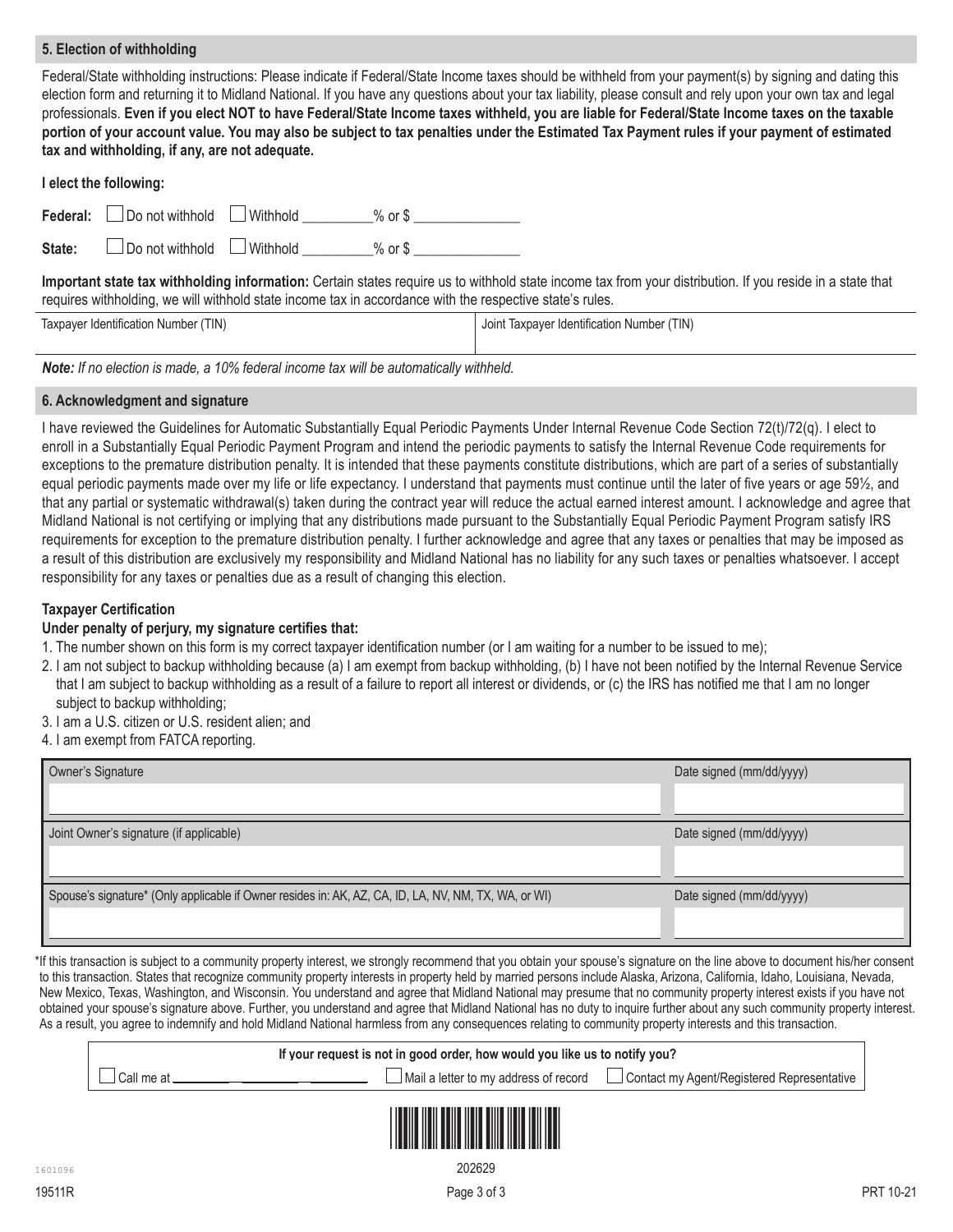## 5. Election of withholding

Federal/State withholding instructions: Please indicate if Federal/State Income taxes should be withheld from your payment(s) by signing and dating this election form and returning it to Midland National. If you have any questions about your tax liability, please consult and rely upon your own tax and legal professionals. **Even if you elect NOT to have Federal/State Income taxes withheld, you are liable for Federal/State Income taxes on the taxable portion of your account value. You may also be subject to tax penalties under the Estimated Tax Payment rules if your payment of estimated tax and withholding, if any, are not adequate.**

**I elect the following:**

**Federal:** ☐ Do not withhold ☐ Withhold _________% or $ ______________

**State:** ☐ Do not withhold ☐ Withhold _________% or $ ______________

**Important state tax withholding information:** Certain states require us to withhold state income tax from your distribution. If you reside in a state that requires withholding, we will withhold state income tax in accordance with the respective state's rules.

| Taxpayer Identification Number (TIN) | Joint Taxpayer Identification Number (TIN) |
|---|---|
| | |

***Note:** If no election is made, a 10% federal income tax will be automatically withheld.*

## 6. Acknowledgment and signature

I have reviewed the Guidelines for Automatic Substantially Equal Periodic Payments Under Internal Revenue Code Section 72(t)/72(q). I elect to enroll in a Substantially Equal Periodic Payment Program and intend the periodic payments to satisfy the Internal Revenue Code requirements for exceptions to the premature distribution penalty. It is intended that these payments constitute distributions, which are part of a series of substantially equal periodic payments made over my life or life expectancy. I understand that payments must continue until the later of five years or age 59½, and that any partial or systematic withdrawal(s) taken during the contract year will reduce the actual earned interest amount. I acknowledge and agree that Midland National is not certifying or implying that any distributions made pursuant to the Substantially Equal Periodic Payment Program satisfy IRS requirements for exception to the premature distribution penalty. I further acknowledge and agree that any taxes or penalties that may be imposed as a result of this distribution are exclusively my responsibility and Midland National has no liability for any such taxes or penalties whatsoever. I accept responsibility for any taxes or penalties due as a result of changing this election.

**Taxpayer Certification**

**Under penalty of perjury, my signature certifies that:**

1. The number shown on this form is my correct taxpayer identification number (or I am waiting for a number to be issued to me);
2. I am not subject to backup withholding because (a) I am exempt from backup withholding, (b) I have not been notified by the Internal Revenue Service that I am subject to backup withholding as a result of a failure to report all interest or dividends, or (c) the IRS has notified me that I am no longer subject to backup withholding;
3. I am a U.S. citizen or U.S. resident alien; and
4. I am exempt from FATCA reporting.

| Owner's Signature | Date signed (mm/dd/yyyy) |
|---|---|
| | |
| Joint Owner's signature (if applicable) | Date signed (mm/dd/yyyy) |
| | |
| Spouse's signature* (Only applicable if Owner resides in: AK, AZ, CA, ID, LA, NV, NM, TX, WA, or WI) | Date signed (mm/dd/yyyy) |
| | |

*If this transaction is subject to a community property interest, we strongly recommend that you obtain your spouse's signature on the line above to document his/her consent to this transaction. States that recognize community property interests in property held by married persons include Alaska, Arizona, California, Idaho, Louisiana, Nevada, New Mexico, Texas, Washington, and Wisconsin. You understand and agree that Midland National may presume that no community property interest exists if you have not obtained your spouse's signature above. Further, you understand and agree that Midland National has no duty to inquire further about any such community property interest. As a result, you agree to indemnify and hold Midland National harmless from any consequences relating to community property interests and this transaction.

**If your request is not in good order, how would you like us to notify you?**

☐ Call me at ______________ ☐ Mail a letter to my address of record ☐ Contact my Agent/Registered Representative

202629

1601096

19511R

PRT 10-21